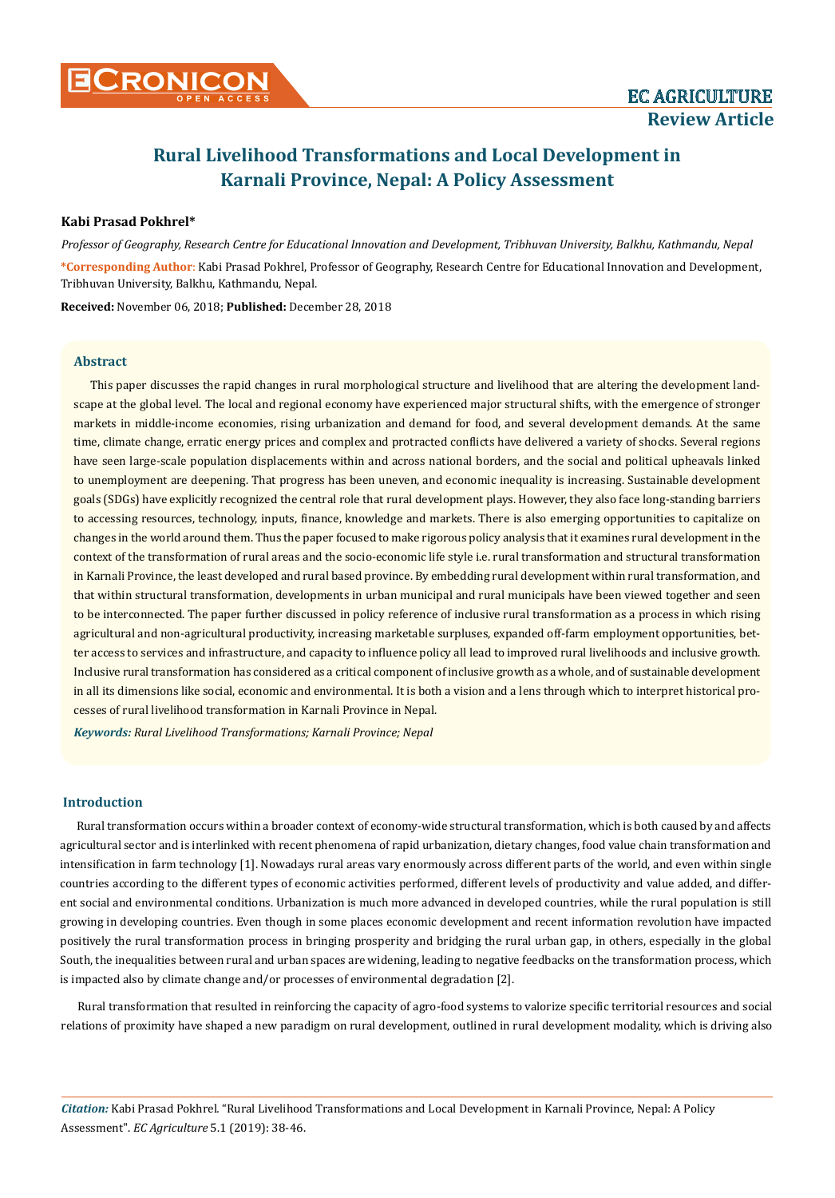EC AGRICULTURE
**Review Article**

# Rural Livelihood Transformations and Local Development in Karnali Province, Nepal: A Policy Assessment

**Kabi Prasad Pokhrel***

*Professor of Geography, Research Centre for Educational Innovation and Development, Tribhuvan University, Balkhu, Kathmandu, Nepal*

**\*Corresponding Author**: Kabi Prasad Pokhrel, Professor of Geography, Research Centre for Educational Innovation and Development, Tribhuvan University, Balkhu, Kathmandu, Nepal.

**Received:** November 06, 2018; **Published:** December 28, 2018

## Abstract

This paper discusses the rapid changes in rural morphological structure and livelihood that are altering the development landscape at the global level. The local and regional economy have experienced major structural shifts, with the emergence of stronger markets in middle-income economies, rising urbanization and demand for food, and several development demands. At the same time, climate change, erratic energy prices and complex and protracted conflicts have delivered a variety of shocks. Several regions have seen large-scale population displacements within and across national borders, and the social and political upheavals linked to unemployment are deepening. That progress has been uneven, and economic inequality is increasing. Sustainable development goals (SDGs) have explicitly recognized the central role that rural development plays. However, they also face long-standing barriers to accessing resources, technology, inputs, finance, knowledge and markets. There is also emerging opportunities to capitalize on changes in the world around them. Thus the paper focused to make rigorous policy analysis that it examines rural development in the context of the transformation of rural areas and the socio-economic life style i.e. rural transformation and structural transformation in Karnali Province, the least developed and rural based province. By embedding rural development within rural transformation, and that within structural transformation, developments in urban municipal and rural municipals have been viewed together and seen to be interconnected. The paper further discussed in policy reference of inclusive rural transformation as a process in which rising agricultural and non-agricultural productivity, increasing marketable surpluses, expanded off-farm employment opportunities, better access to services and infrastructure, and capacity to influence policy all lead to improved rural livelihoods and inclusive growth. Inclusive rural transformation has considered as a critical component of inclusive growth as a whole, and of sustainable development in all its dimensions like social, economic and environmental. It is both a vision and a lens through which to interpret historical processes of rural livelihood transformation in Karnali Province in Nepal.

***Keywords:*** *Rural Livelihood Transformations; Karnali Province; Nepal*

## Introduction

Rural transformation occurs within a broader context of economy-wide structural transformation, which is both caused by and affects agricultural sector and is interlinked with recent phenomena of rapid urbanization, dietary changes, food value chain transformation and intensification in farm technology [1]. Nowadays rural areas vary enormously across different parts of the world, and even within single countries according to the different types of economic activities performed, different levels of productivity and value added, and different social and environmental conditions. Urbanization is much more advanced in developed countries, while the rural population is still growing in developing countries. Even though in some places economic development and recent information revolution have impacted positively the rural transformation process in bringing prosperity and bridging the rural urban gap, in others, especially in the global South, the inequalities between rural and urban spaces are widening, leading to negative feedbacks on the transformation process, which is impacted also by climate change and/or processes of environmental degradation [2].

Rural transformation that resulted in reinforcing the capacity of agro-food systems to valorize specific territorial resources and social relations of proximity have shaped a new paradigm on rural development, outlined in rural development modality, which is driving also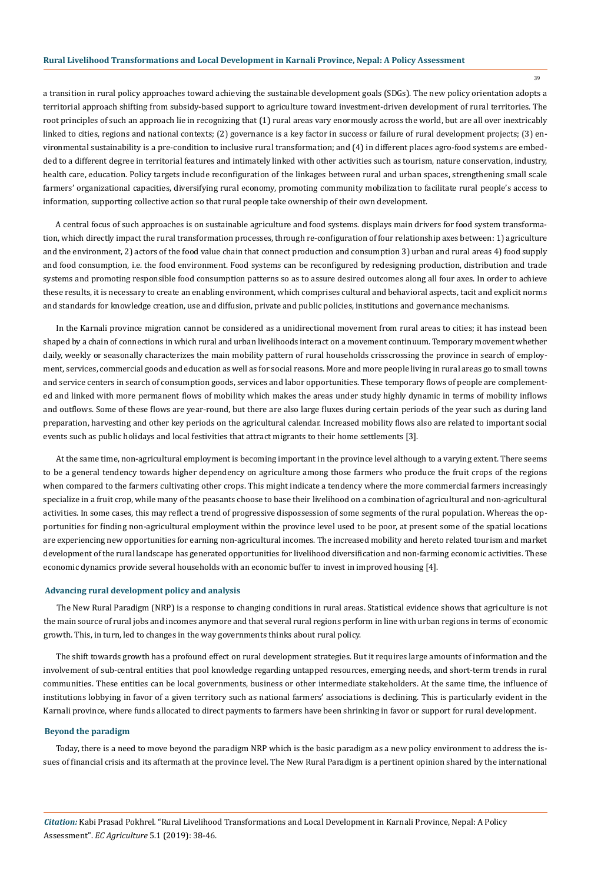a transition in rural policy approaches toward achieving the sustainable development goals (SDGs). The new policy orientation adopts a territorial approach shifting from subsidy-based support to agriculture toward investment-driven development of rural territories. The root principles of such an approach lie in recognizing that (1) rural areas vary enormously across the world, but are all over inextricably linked to cities, regions and national contexts; (2) governance is a key factor in success or failure of rural development projects; (3) environmental sustainability is a pre-condition to inclusive rural transformation; and (4) in different places agro-food systems are embedded to a different degree in territorial features and intimately linked with other activities such as tourism, nature conservation, industry, health care, education. Policy targets include reconfiguration of the linkages between rural and urban spaces, strengthening small scale farmers' organizational capacities, diversifying rural economy, promoting community mobilization to facilitate rural people's access to information, supporting collective action so that rural people take ownership of their own development.

A central focus of such approaches is on sustainable agriculture and food systems. displays main drivers for food system transformation, which directly impact the rural transformation processes, through re-configuration of four relationship axes between: 1) agriculture and the environment, 2) actors of the food value chain that connect production and consumption 3) urban and rural areas 4) food supply and food consumption, i.e. the food environment. Food systems can be reconfigured by redesigning production, distribution and trade systems and promoting responsible food consumption patterns so as to assure desired outcomes along all four axes. In order to achieve these results, it is necessary to create an enabling environment, which comprises cultural and behavioral aspects, tacit and explicit norms and standards for knowledge creation, use and diffusion, private and public policies, institutions and governance mechanisms.

In the Karnali province migration cannot be considered as a unidirectional movement from rural areas to cities; it has instead been shaped by a chain of connections in which rural and urban livelihoods interact on a movement continuum. Temporary movement whether daily, weekly or seasonally characterizes the main mobility pattern of rural households crisscrossing the province in search of employment, services, commercial goods and education as well as for social reasons. More and more people living in rural areas go to small towns and service centers in search of consumption goods, services and labor opportunities. These temporary flows of people are complemented and linked with more permanent flows of mobility which makes the areas under study highly dynamic in terms of mobility inflows and outflows. Some of these flows are year-round, but there are also large fluxes during certain periods of the year such as during land preparation, harvesting and other key periods on the agricultural calendar. Increased mobility flows also are related to important social events such as public holidays and local festivities that attract migrants to their home settlements [3].

At the same time, non-agricultural employment is becoming important in the province level although to a varying extent. There seems to be a general tendency towards higher dependency on agriculture among those farmers who produce the fruit crops of the regions when compared to the farmers cultivating other crops. This might indicate a tendency where the more commercial farmers increasingly specialize in a fruit crop, while many of the peasants choose to base their livelihood on a combination of agricultural and non-agricultural activities. In some cases, this may reflect a trend of progressive dispossession of some segments of the rural population. Whereas the opportunities for finding non-agricultural employment within the province level used to be poor, at present some of the spatial locations are experiencing new opportunities for earning non-agricultural incomes. The increased mobility and hereto related tourism and market development of the rural landscape has generated opportunities for livelihood diversification and non-farming economic activities. These economic dynamics provide several households with an economic buffer to invest in improved housing [4].

## Advancing rural development policy and analysis

The New Rural Paradigm (NRP) is a response to changing conditions in rural areas. Statistical evidence shows that agriculture is not the main source of rural jobs and incomes anymore and that several rural regions perform in line with urban regions in terms of economic growth. This, in turn, led to changes in the way governments thinks about rural policy.

The shift towards growth has a profound effect on rural development strategies. But it requires large amounts of information and the involvement of sub-central entities that pool knowledge regarding untapped resources, emerging needs, and short-term trends in rural communities. These entities can be local governments, business or other intermediate stakeholders. At the same time, the influence of institutions lobbying in favor of a given territory such as national farmers' associations is declining. This is particularly evident in the Karnali province, where funds allocated to direct payments to farmers have been shrinking in favor or support for rural development.

## Beyond the paradigm

Today, there is a need to move beyond the paradigm NRP which is the basic paradigm as a new policy environment to address the issues of financial crisis and its aftermath at the province level. The New Rural Paradigm is a pertinent opinion shared by the international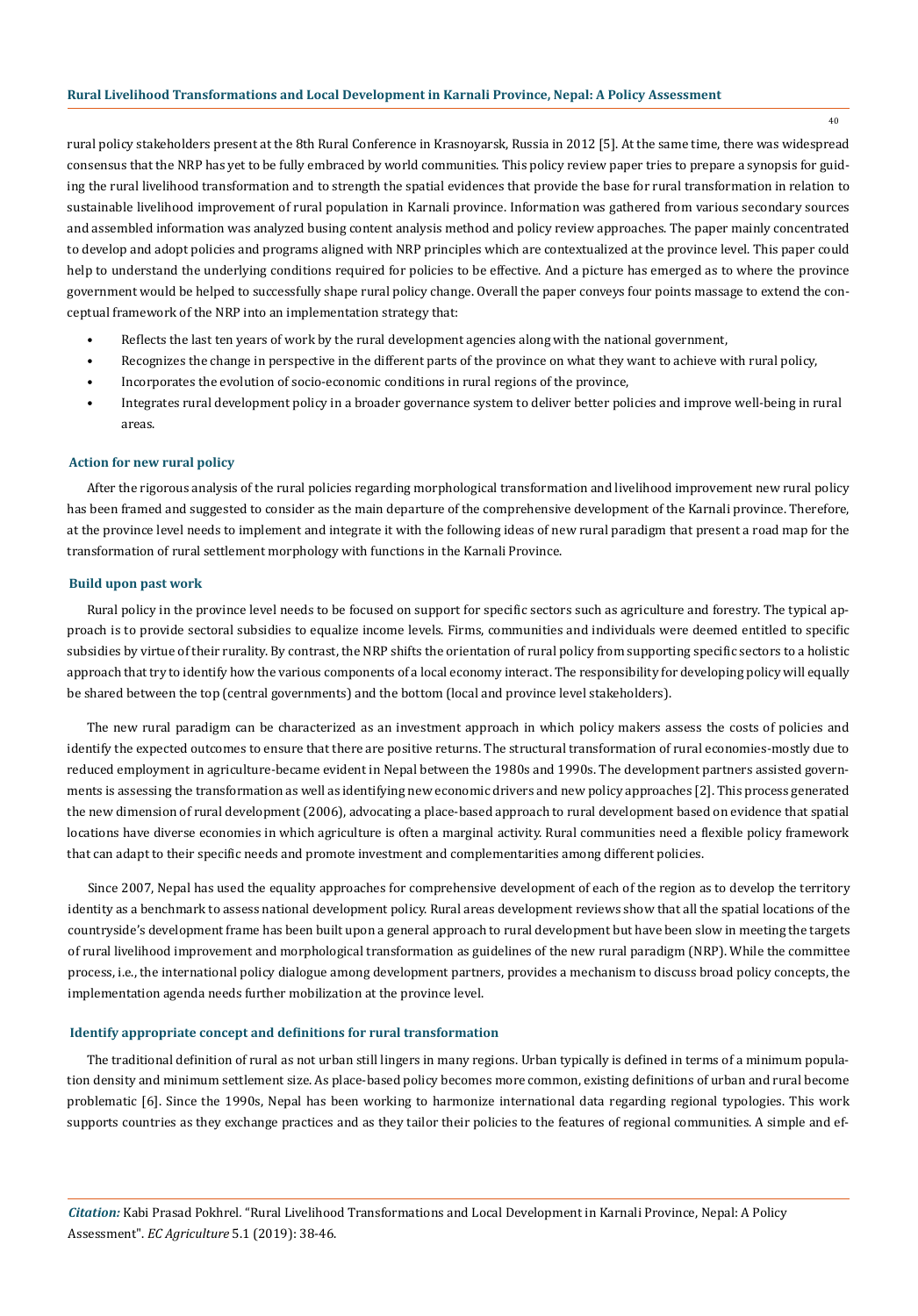rural policy stakeholders present at the 8th Rural Conference in Krasnoyarsk, Russia in 2012 [5]. At the same time, there was widespread consensus that the NRP has yet to be fully embraced by world communities. This policy review paper tries to prepare a synopsis for guiding the rural livelihood transformation and to strength the spatial evidences that provide the base for rural transformation in relation to sustainable livelihood improvement of rural population in Karnali province. Information was gathered from various secondary sources and assembled information was analyzed busing content analysis method and policy review approaches. The paper mainly concentrated to develop and adopt policies and programs aligned with NRP principles which are contextualized at the province level. This paper could help to understand the underlying conditions required for policies to be effective. And a picture has emerged as to where the province government would be helped to successfully shape rural policy change. Overall the paper conveys four points massage to extend the conceptual framework of the NRP into an implementation strategy that:

- Reflects the last ten years of work by the rural development agencies along with the national government,
- Recognizes the change in perspective in the different parts of the province on what they want to achieve with rural policy,
- Incorporates the evolution of socio-economic conditions in rural regions of the province,
- Integrates rural development policy in a broader governance system to deliver better policies and improve well-being in rural areas.

## Action for new rural policy

After the rigorous analysis of the rural policies regarding morphological transformation and livelihood improvement new rural policy has been framed and suggested to consider as the main departure of the comprehensive development of the Karnali province. Therefore, at the province level needs to implement and integrate it with the following ideas of new rural paradigm that present a road map for the transformation of rural settlement morphology with functions in the Karnali Province.

## Build upon past work

Rural policy in the province level needs to be focused on support for specific sectors such as agriculture and forestry. The typical approach is to provide sectoral subsidies to equalize income levels. Firms, communities and individuals were deemed entitled to specific subsidies by virtue of their rurality. By contrast, the NRP shifts the orientation of rural policy from supporting specific sectors to a holistic approach that try to identify how the various components of a local economy interact. The responsibility for developing policy will equally be shared between the top (central governments) and the bottom (local and province level stakeholders).

The new rural paradigm can be characterized as an investment approach in which policy makers assess the costs of policies and identify the expected outcomes to ensure that there are positive returns. The structural transformation of rural economies-mostly due to reduced employment in agriculture-became evident in Nepal between the 1980s and 1990s. The development partners assisted governments is assessing the transformation as well as identifying new economic drivers and new policy approaches [2]. This process generated the new dimension of rural development (2006), advocating a place-based approach to rural development based on evidence that spatial locations have diverse economies in which agriculture is often a marginal activity. Rural communities need a flexible policy framework that can adapt to their specific needs and promote investment and complementarities among different policies.

Since 2007, Nepal has used the equality approaches for comprehensive development of each of the region as to develop the territory identity as a benchmark to assess national development policy. Rural areas development reviews show that all the spatial locations of the countryside's development frame has been built upon a general approach to rural development but have been slow in meeting the targets of rural livelihood improvement and morphological transformation as guidelines of the new rural paradigm (NRP). While the committee process, i.e., the international policy dialogue among development partners, provides a mechanism to discuss broad policy concepts, the implementation agenda needs further mobilization at the province level.

## Identify appropriate concept and definitions for rural transformation

The traditional definition of rural as not urban still lingers in many regions. Urban typically is defined in terms of a minimum population density and minimum settlement size. As place-based policy becomes more common, existing definitions of urban and rural become problematic [6]. Since the 1990s, Nepal has been working to harmonize international data regarding regional typologies. This work supports countries as they exchange practices and as they tailor their policies to the features of regional communities. A simple and ef-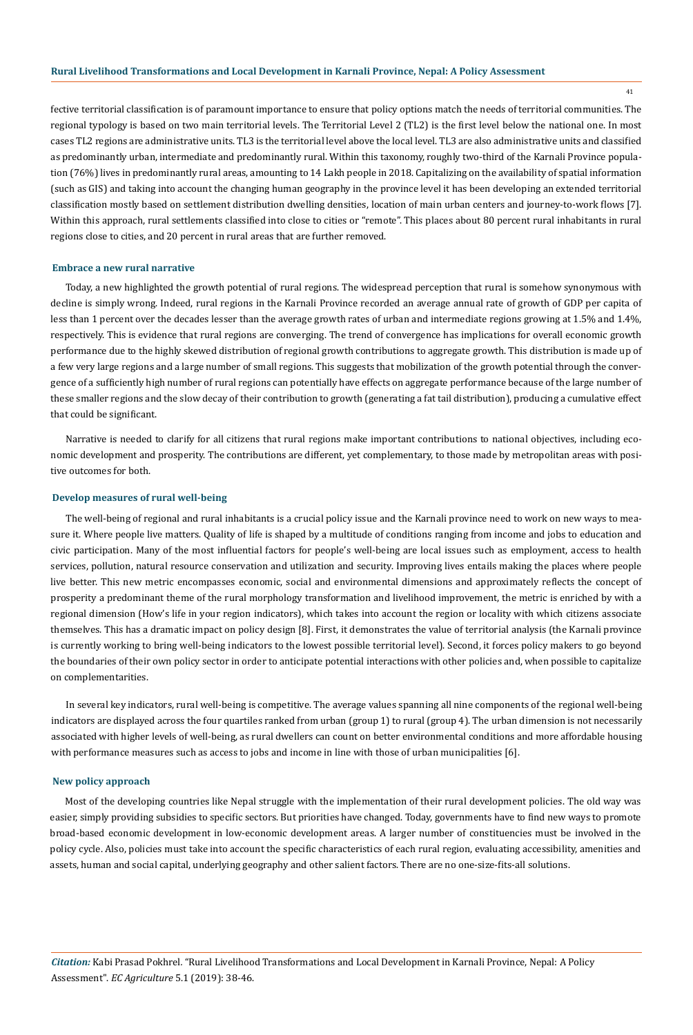fective territorial classification is of paramount importance to ensure that policy options match the needs of territorial communities. The regional typology is based on two main territorial levels. The Territorial Level 2 (TL2) is the first level below the national one. In most cases TL2 regions are administrative units. TL3 is the territorial level above the local level. TL3 are also administrative units and classified as predominantly urban, intermediate and predominantly rural. Within this taxonomy, roughly two-third of the Karnali Province population (76%) lives in predominantly rural areas, amounting to 14 Lakh people in 2018. Capitalizing on the availability of spatial information (such as GIS) and taking into account the changing human geography in the province level it has been developing an extended territorial classification mostly based on settlement distribution dwelling densities, location of main urban centers and journey-to-work flows [7]. Within this approach, rural settlements classified into close to cities or "remote". This places about 80 percent rural inhabitants in rural regions close to cities, and 20 percent in rural areas that are further removed.

### Embrace a new rural narrative

Today, a new highlighted the growth potential of rural regions. The widespread perception that rural is somehow synonymous with decline is simply wrong. Indeed, rural regions in the Karnali Province recorded an average annual rate of growth of GDP per capita of less than 1 percent over the decades lesser than the average growth rates of urban and intermediate regions growing at 1.5% and 1.4%, respectively. This is evidence that rural regions are converging. The trend of convergence has implications for overall economic growth performance due to the highly skewed distribution of regional growth contributions to aggregate growth. This distribution is made up of a few very large regions and a large number of small regions. This suggests that mobilization of the growth potential through the convergence of a sufficiently high number of rural regions can potentially have effects on aggregate performance because of the large number of these smaller regions and the slow decay of their contribution to growth (generating a fat tail distribution), producing a cumulative effect that could be significant.

Narrative is needed to clarify for all citizens that rural regions make important contributions to national objectives, including economic development and prosperity. The contributions are different, yet complementary, to those made by metropolitan areas with positive outcomes for both.

### Develop measures of rural well-being

The well-being of regional and rural inhabitants is a crucial policy issue and the Karnali province need to work on new ways to measure it. Where people live matters. Quality of life is shaped by a multitude of conditions ranging from income and jobs to education and civic participation. Many of the most influential factors for people's well-being are local issues such as employment, access to health services, pollution, natural resource conservation and utilization and security. Improving lives entails making the places where people live better. This new metric encompasses economic, social and environmental dimensions and approximately reflects the concept of prosperity a predominant theme of the rural morphology transformation and livelihood improvement, the metric is enriched by with a regional dimension (How's life in your region indicators), which takes into account the region or locality with which citizens associate themselves. This has a dramatic impact on policy design [8]. First, it demonstrates the value of territorial analysis (the Karnali province is currently working to bring well-being indicators to the lowest possible territorial level). Second, it forces policy makers to go beyond the boundaries of their own policy sector in order to anticipate potential interactions with other policies and, when possible to capitalize on complementarities.

In several key indicators, rural well-being is competitive. The average values spanning all nine components of the regional well-being indicators are displayed across the four quartiles ranked from urban (group 1) to rural (group 4). The urban dimension is not necessarily associated with higher levels of well-being, as rural dwellers can count on better environmental conditions and more affordable housing with performance measures such as access to jobs and income in line with those of urban municipalities [6].

### New policy approach

Most of the developing countries like Nepal struggle with the implementation of their rural development policies. The old way was easier, simply providing subsidies to specific sectors. But priorities have changed. Today, governments have to find new ways to promote broad-based economic development in low-economic development areas. A larger number of constituencies must be involved in the policy cycle. Also, policies must take into account the specific characteristics of each rural region, evaluating accessibility, amenities and assets, human and social capital, underlying geography and other salient factors. There are no one-size-fits-all solutions.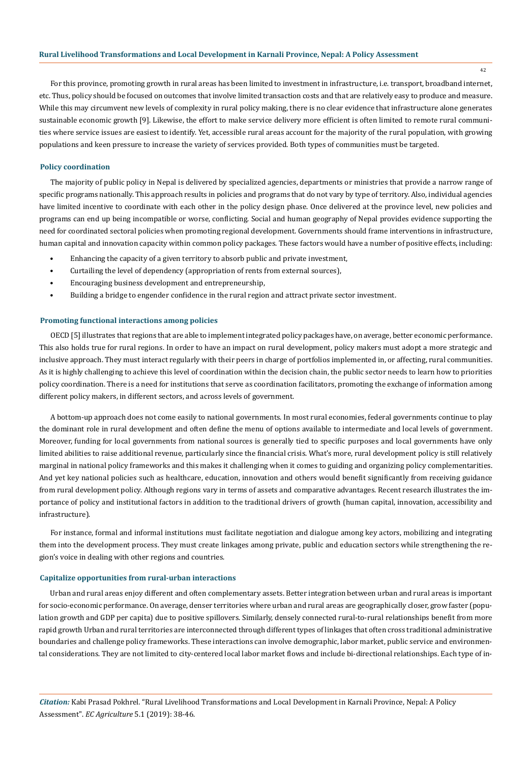For this province, promoting growth in rural areas has been limited to investment in infrastructure, i.e. transport, broadband internet, etc. Thus, policy should be focused on outcomes that involve limited transaction costs and that are relatively easy to produce and measure. While this may circumvent new levels of complexity in rural policy making, there is no clear evidence that infrastructure alone generates sustainable economic growth [9]. Likewise, the effort to make service delivery more efficient is often limited to remote rural communities where service issues are easiest to identify. Yet, accessible rural areas account for the majority of the rural population, with growing populations and keen pressure to increase the variety of services provided. Both types of communities must be targeted.

### Policy coordination

The majority of public policy in Nepal is delivered by specialized agencies, departments or ministries that provide a narrow range of specific programs nationally. This approach results in policies and programs that do not vary by type of territory. Also, individual agencies have limited incentive to coordinate with each other in the policy design phase. Once delivered at the province level, new policies and programs can end up being incompatible or worse, conflicting. Social and human geography of Nepal provides evidence supporting the need for coordinated sectoral policies when promoting regional development. Governments should frame interventions in infrastructure, human capital and innovation capacity within common policy packages. These factors would have a number of positive effects, including:

- Enhancing the capacity of a given territory to absorb public and private investment,
- Curtailing the level of dependency (appropriation of rents from external sources),
- Encouraging business development and entrepreneurship,
- Building a bridge to engender confidence in the rural region and attract private sector investment.

### Promoting functional interactions among policies

OECD [5] illustrates that regions that are able to implement integrated policy packages have, on average, better economic performance. This also holds true for rural regions. In order to have an impact on rural development, policy makers must adopt a more strategic and inclusive approach. They must interact regularly with their peers in charge of portfolios implemented in, or affecting, rural communities. As it is highly challenging to achieve this level of coordination within the decision chain, the public sector needs to learn how to priorities policy coordination. There is a need for institutions that serve as coordination facilitators, promoting the exchange of information among different policy makers, in different sectors, and across levels of government.

A bottom-up approach does not come easily to national governments. In most rural economies, federal governments continue to play the dominant role in rural development and often define the menu of options available to intermediate and local levels of government. Moreover, funding for local governments from national sources is generally tied to specific purposes and local governments have only limited abilities to raise additional revenue, particularly since the financial crisis. What's more, rural development policy is still relatively marginal in national policy frameworks and this makes it challenging when it comes to guiding and organizing policy complementarities. And yet key national policies such as healthcare, education, innovation and others would benefit significantly from receiving guidance from rural development policy. Although regions vary in terms of assets and comparative advantages. Recent research illustrates the importance of policy and institutional factors in addition to the traditional drivers of growth (human capital, innovation, accessibility and infrastructure).

For instance, formal and informal institutions must facilitate negotiation and dialogue among key actors, mobilizing and integrating them into the development process. They must create linkages among private, public and education sectors while strengthening the region's voice in dealing with other regions and countries.

### Capitalize opportunities from rural-urban interactions

Urban and rural areas enjoy different and often complementary assets. Better integration between urban and rural areas is important for socio-economic performance. On average, denser territories where urban and rural areas are geographically closer, grow faster (population growth and GDP per capita) due to positive spillovers. Similarly, densely connected rural-to-rural relationships benefit from more rapid growth Urban and rural territories are interconnected through different types of linkages that often cross traditional administrative boundaries and challenge policy frameworks. These interactions can involve demographic, labor market, public service and environmental considerations. They are not limited to city-centered local labor market flows and include bi-directional relationships. Each type of in-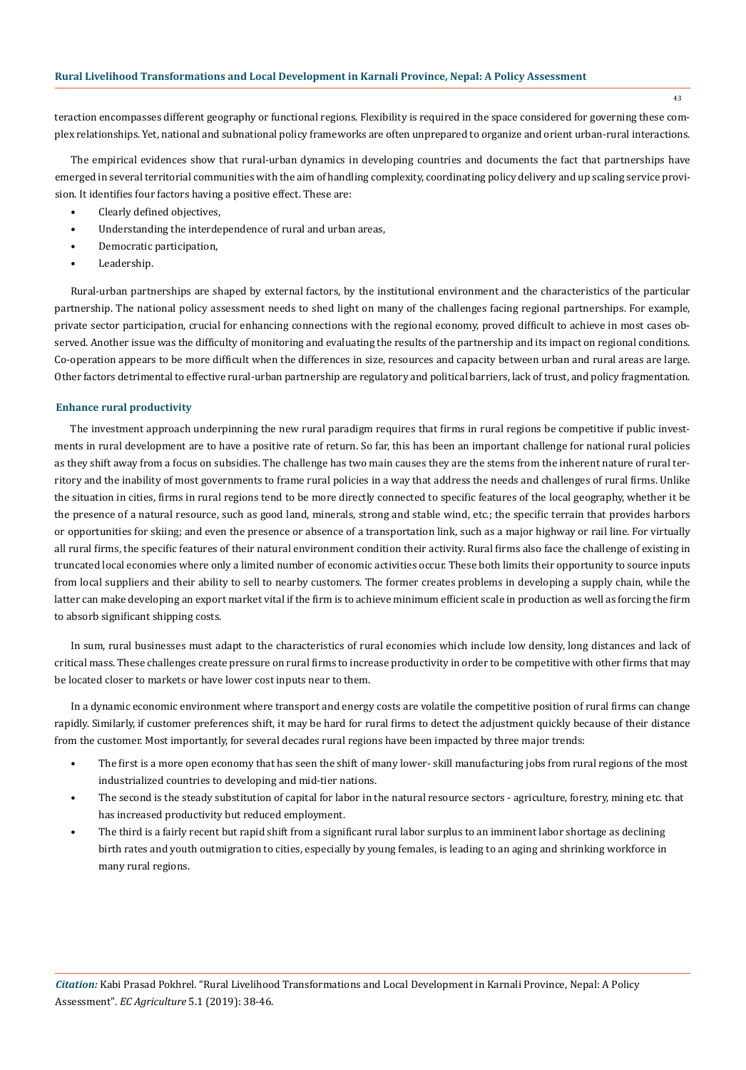teraction encompasses different geography or functional regions. Flexibility is required in the space considered for governing these complex relationships. Yet, national and subnational policy frameworks are often unprepared to organize and orient urban-rural interactions.

The empirical evidences show that rural-urban dynamics in developing countries and documents the fact that partnerships have emerged in several territorial communities with the aim of handling complexity, coordinating policy delivery and up scaling service provision. It identifies four factors having a positive effect. These are:

- Clearly defined objectives,
- Understanding the interdependence of rural and urban areas,
- Democratic participation,
- Leadership.

Rural-urban partnerships are shaped by external factors, by the institutional environment and the characteristics of the particular partnership. The national policy assessment needs to shed light on many of the challenges facing regional partnerships. For example, private sector participation, crucial for enhancing connections with the regional economy, proved difficult to achieve in most cases observed. Another issue was the difficulty of monitoring and evaluating the results of the partnership and its impact on regional conditions. Co-operation appears to be more difficult when the differences in size, resources and capacity between urban and rural areas are large. Other factors detrimental to effective rural-urban partnership are regulatory and political barriers, lack of trust, and policy fragmentation.

### Enhance rural productivity

The investment approach underpinning the new rural paradigm requires that firms in rural regions be competitive if public investments in rural development are to have a positive rate of return. So far, this has been an important challenge for national rural policies as they shift away from a focus on subsidies. The challenge has two main causes they are the stems from the inherent nature of rural territory and the inability of most governments to frame rural policies in a way that address the needs and challenges of rural firms. Unlike the situation in cities, firms in rural regions tend to be more directly connected to specific features of the local geography, whether it be the presence of a natural resource, such as good land, minerals, strong and stable wind, etc.; the specific terrain that provides harbors or opportunities for skiing; and even the presence or absence of a transportation link, such as a major highway or rail line. For virtually all rural firms, the specific features of their natural environment condition their activity. Rural firms also face the challenge of existing in truncated local economies where only a limited number of economic activities occur. These both limits their opportunity to source inputs from local suppliers and their ability to sell to nearby customers. The former creates problems in developing a supply chain, while the latter can make developing an export market vital if the firm is to achieve minimum efficient scale in production as well as forcing the firm to absorb significant shipping costs.

In sum, rural businesses must adapt to the characteristics of rural economies which include low density, long distances and lack of critical mass. These challenges create pressure on rural firms to increase productivity in order to be competitive with other firms that may be located closer to markets or have lower cost inputs near to them.

In a dynamic economic environment where transport and energy costs are volatile the competitive position of rural firms can change rapidly. Similarly, if customer preferences shift, it may be hard for rural firms to detect the adjustment quickly because of their distance from the customer. Most importantly, for several decades rural regions have been impacted by three major trends:

- The first is a more open economy that has seen the shift of many lower- skill manufacturing jobs from rural regions of the most industrialized countries to developing and mid-tier nations.
- The second is the steady substitution of capital for labor in the natural resource sectors - agriculture, forestry, mining etc. that has increased productivity but reduced employment.
- The third is a fairly recent but rapid shift from a significant rural labor surplus to an imminent labor shortage as declining birth rates and youth outmigration to cities, especially by young females, is leading to an aging and shrinking workforce in many rural regions.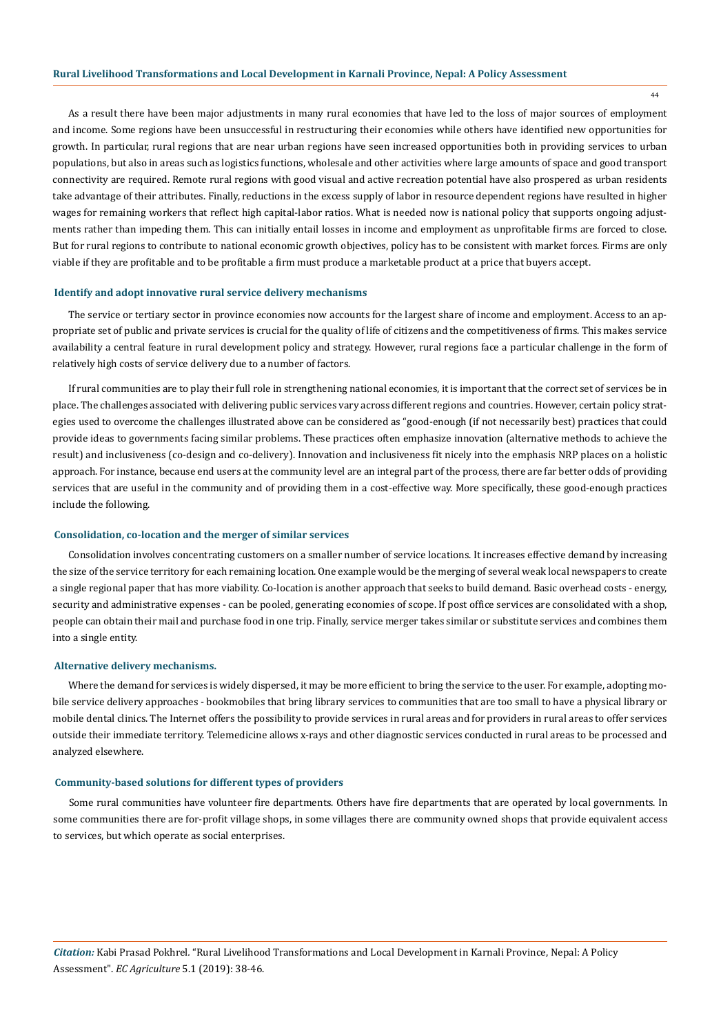As a result there have been major adjustments in many rural economies that have led to the loss of major sources of employment and income. Some regions have been unsuccessful in restructuring their economies while others have identified new opportunities for growth. In particular, rural regions that are near urban regions have seen increased opportunities both in providing services to urban populations, but also in areas such as logistics functions, wholesale and other activities where large amounts of space and good transport connectivity are required. Remote rural regions with good visual and active recreation potential have also prospered as urban residents take advantage of their attributes. Finally, reductions in the excess supply of labor in resource dependent regions have resulted in higher wages for remaining workers that reflect high capital-labor ratios. What is needed now is national policy that supports ongoing adjustments rather than impeding them. This can initially entail losses in income and employment as unprofitable firms are forced to close. But for rural regions to contribute to national economic growth objectives, policy has to be consistent with market forces. Firms are only viable if they are profitable and to be profitable a firm must produce a marketable product at a price that buyers accept.

### Identify and adopt innovative rural service delivery mechanisms

The service or tertiary sector in province economies now accounts for the largest share of income and employment. Access to an appropriate set of public and private services is crucial for the quality of life of citizens and the competitiveness of firms. This makes service availability a central feature in rural development policy and strategy. However, rural regions face a particular challenge in the form of relatively high costs of service delivery due to a number of factors.

If rural communities are to play their full role in strengthening national economies, it is important that the correct set of services be in place. The challenges associated with delivering public services vary across different regions and countries. However, certain policy strategies used to overcome the challenges illustrated above can be considered as "good-enough (if not necessarily best) practices that could provide ideas to governments facing similar problems. These practices often emphasize innovation (alternative methods to achieve the result) and inclusiveness (co-design and co-delivery). Innovation and inclusiveness fit nicely into the emphasis NRP places on a holistic approach. For instance, because end users at the community level are an integral part of the process, there are far better odds of providing services that are useful in the community and of providing them in a cost-effective way. More specifically, these good-enough practices include the following.

### Consolidation, co-location and the merger of similar services

Consolidation involves concentrating customers on a smaller number of service locations. It increases effective demand by increasing the size of the service territory for each remaining location. One example would be the merging of several weak local newspapers to create a single regional paper that has more viability. Co-location is another approach that seeks to build demand. Basic overhead costs - energy, security and administrative expenses - can be pooled, generating economies of scope. If post office services are consolidated with a shop, people can obtain their mail and purchase food in one trip. Finally, service merger takes similar or substitute services and combines them into a single entity.

### Alternative delivery mechanisms.

Where the demand for services is widely dispersed, it may be more efficient to bring the service to the user. For example, adopting mobile service delivery approaches - bookmobiles that bring library services to communities that are too small to have a physical library or mobile dental clinics. The Internet offers the possibility to provide services in rural areas and for providers in rural areas to offer services outside their immediate territory. Telemedicine allows x-rays and other diagnostic services conducted in rural areas to be processed and analyzed elsewhere.

### Community-based solutions for different types of providers

Some rural communities have volunteer fire departments. Others have fire departments that are operated by local governments. In some communities there are for-profit village shops, in some villages there are community owned shops that provide equivalent access to services, but which operate as social enterprises.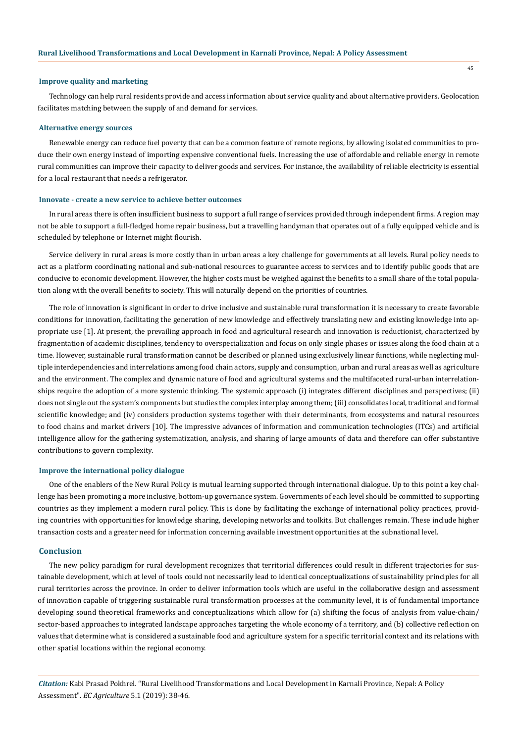#### Improve quality and marketing

Technology can help rural residents provide and access information about service quality and about alternative providers. Geolocation facilitates matching between the supply of and demand for services.

#### Alternative energy sources

Renewable energy can reduce fuel poverty that can be a common feature of remote regions, by allowing isolated communities to produce their own energy instead of importing expensive conventional fuels. Increasing the use of affordable and reliable energy in remote rural communities can improve their capacity to deliver goods and services. For instance, the availability of reliable electricity is essential for a local restaurant that needs a refrigerator.

#### Innovate - create a new service to achieve better outcomes

In rural areas there is often insufficient business to support a full range of services provided through independent firms. A region may not be able to support a full-fledged home repair business, but a travelling handyman that operates out of a fully equipped vehicle and is scheduled by telephone or Internet might flourish.

Service delivery in rural areas is more costly than in urban areas a key challenge for governments at all levels. Rural policy needs to act as a platform coordinating national and sub-national resources to guarantee access to services and to identify public goods that are conducive to economic development. However, the higher costs must be weighed against the benefits to a small share of the total population along with the overall benefits to society. This will naturally depend on the priorities of countries.

The role of innovation is significant in order to drive inclusive and sustainable rural transformation it is necessary to create favorable conditions for innovation, facilitating the generation of new knowledge and effectively translating new and existing knowledge into appropriate use [1]. At present, the prevailing approach in food and agricultural research and innovation is reductionist, characterized by fragmentation of academic disciplines, tendency to overspecialization and focus on only single phases or issues along the food chain at a time. However, sustainable rural transformation cannot be described or planned using exclusively linear functions, while neglecting multiple interdependencies and interrelations among food chain actors, supply and consumption, urban and rural areas as well as agriculture and the environment. The complex and dynamic nature of food and agricultural systems and the multifaceted rural-urban interrelationships require the adoption of a more systemic thinking. The systemic approach (i) integrates different disciplines and perspectives; (ii) does not single out the system's components but studies the complex interplay among them; (iii) consolidates local, traditional and formal scientific knowledge; and (iv) considers production systems together with their determinants, from ecosystems and natural resources to food chains and market drivers [10]. The impressive advances of information and communication technologies (ITCs) and artificial intelligence allow for the gathering systematization, analysis, and sharing of large amounts of data and therefore can offer substantive contributions to govern complexity.

#### Improve the international policy dialogue

One of the enablers of the New Rural Policy is mutual learning supported through international dialogue. Up to this point a key challenge has been promoting a more inclusive, bottom-up governance system. Governments of each level should be committed to supporting countries as they implement a modern rural policy. This is done by facilitating the exchange of international policy practices, providing countries with opportunities for knowledge sharing, developing networks and toolkits. But challenges remain. These include higher transaction costs and a greater need for information concerning available investment opportunities at the subnational level.

## Conclusion

The new policy paradigm for rural development recognizes that territorial differences could result in different trajectories for sustainable development, which at level of tools could not necessarily lead to identical conceptualizations of sustainability principles for all rural territories across the province. In order to deliver information tools which are useful in the collaborative design and assessment of innovation capable of triggering sustainable rural transformation processes at the community level, it is of fundamental importance developing sound theoretical frameworks and conceptualizations which allow for (a) shifting the focus of analysis from value-chain/sector-based approaches to integrated landscape approaches targeting the whole economy of a territory, and (b) collective reflection on values that determine what is considered a sustainable food and agriculture system for a specific territorial context and its relations with other spatial locations within the regional economy.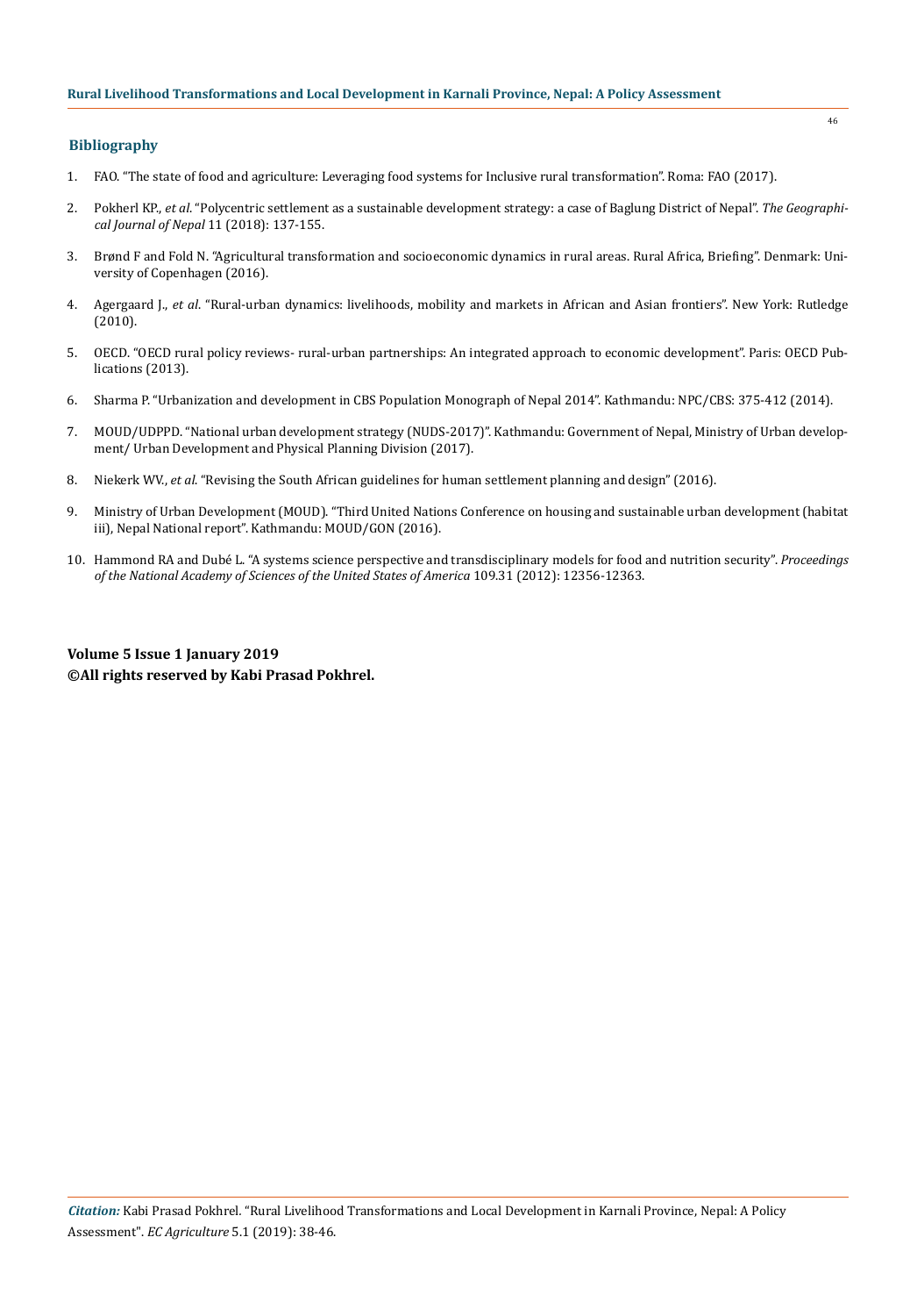## Bibliography

1. FAO. "The state of food and agriculture: Leveraging food systems for Inclusive rural transformation". Roma: FAO (2017).
2. Pokherl KP., *et al*. "Polycentric settlement as a sustainable development strategy: a case of Baglung District of Nepal". *The Geographical Journal of Nepal* 11 (2018): 137-155.
3. Brønd F and Fold N. "Agricultural transformation and socioeconomic dynamics in rural areas. Rural Africa, Briefing". Denmark: University of Copenhagen (2016).
4. Agergaard J., *et al*. "Rural-urban dynamics: livelihoods, mobility and markets in African and Asian frontiers". New York: Rutledge (2010).
5. OECD. "OECD rural policy reviews- rural-urban partnerships: An integrated approach to economic development". Paris: OECD Publications (2013).
6. Sharma P. "Urbanization and development in CBS Population Monograph of Nepal 2014". Kathmandu: NPC/CBS: 375-412 (2014).
7. MOUD/UDPPD. "National urban development strategy (NUDS-2017)". Kathmandu: Government of Nepal, Ministry of Urban development/ Urban Development and Physical Planning Division (2017).
8. Niekerk WV., *et al.* "Revising the South African guidelines for human settlement planning and design" (2016).
9. Ministry of Urban Development (MOUD). "Third United Nations Conference on housing and sustainable urban development (habitat iii), Nepal National report". Kathmandu: MOUD/GON (2016).
10. Hammond RA and Dubé L. "A systems science perspective and transdisciplinary models for food and nutrition security". *Proceedings of the National Academy of Sciences of the United States of America* 109.31 (2012): 12356-12363.

**Volume 5 Issue 1 January 2019**
**©All rights reserved by Kabi Prasad Pokhrel.**